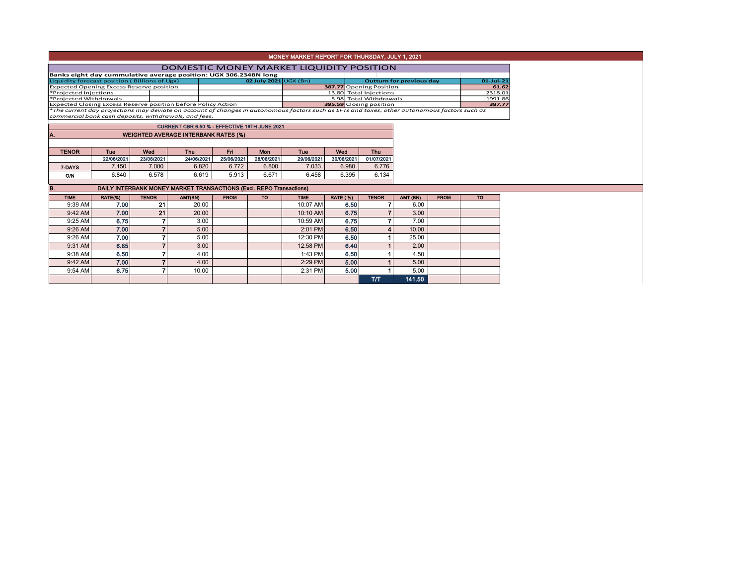# MONEY MARKET REPORT FOR THURSDAY, JULY 1, 2021

## DOMESTIC MONEY MARKET LIQUIDITY POSITION

**Banks eight day cummulative average position: UGX 306.234BN long**

| Liquidity forecast position ( Billions of Ugx) | | 02 July 2021 UGX (Bn) | Outturn for previous day | 01-Jul-21 |
|---|---|---|---|---|
| Expected Opening Excess Reserve position | | 387.77 | Opening Position | 61.62 |
| *Projected Injections | | 13.80 | Total Injections | 2318.01 |
| *Projected Withdrawals | | -5.98 | Total Withdrawals | -1991.86 |
| Expected Closing Excess Reserve position before Policy Action | | 395.59 | Closing position | 387.77 |

*\*The current day projections may deviate on account of changes in autonomous factors such as EFTs and taxes; other autonomous factors such as commercial bank cash deposits, withdrawals, and fees.*

**CURRENT CBR 6.50 % - EFFECTIVE 16TH JUNE 2021**

### A. WEIGHTED AVERAGE INTERBANK RATES (%)

| TENOR | Tue | Wed | Thu | Fri | Mon | Tue | Wed | Thu |
|---|---|---|---|---|---|---|---|---|
| | 22/06/2021 | 23/06/2021 | 24/06/2021 | 25/06/2021 | 28/06/2021 | 29/06/2021 | 30/06/2021 | 01/07/2021 |
| 7-DAYS | 7.150 | 7.000 | 6.820 | 6.772 | 6.800 | 7.033 | 6.980 | 6.776 |
| O/N | 6.840 | 6.578 | 6.619 | 5.913 | 6.671 | 6.458 | 6.395 | 6.134 |

### B. DAILY INTERBANK MONEY MARKET TRANSACTIONS (Excl. REPO Transactions)

| TIME | RATE(%) | TENOR | AMT(BN) | FROM | TO | TIME | RATE (%) | TENOR | AMT (BN) | FROM | TO |
|---|---|---|---|---|---|---|---|---|---|---|---|
| 9:39 AM | 7.00 | 21 | 20.00 | | | 10:07 AM | 6.50 | 7 | 6.00 | | |
| 9:42 AM | 7.00 | 21 | 20.00 | | | 10:10 AM | 6.75 | 7 | 3.00 | | |
| 9:25 AM | 6.75 | 7 | 3.00 | | | 10:59 AM | 6.75 | 7 | 7.00 | | |
| 9:26 AM | 7.00 | 7 | 5.00 | | | 2:01 PM | 6.50 | 4 | 10.00 | | |
| 9:26 AM | 7.00 | 7 | 5.00 | | | 12:30 PM | 6.50 | 1 | 25.00 | | |
| 9:31 AM | 6.85 | 7 | 3.00 | | | 12:58 PM | 6.40 | 1 | 2.00 | | |
| 9:38 AM | 6.50 | 7 | 4.00 | | | 1:43 PM | 6.50 | 1 | 4.50 | | |
| 9:42 AM | 7.00 | 7 | 4.00 | | | 2:29 PM | 5.00 | 1 | 5.00 | | |
| 9:54 AM | 6.75 | 7 | 10.00 | | | 2:31 PM | 5.00 | 1 | 5.00 | | |
| | | | | | | | | T/T | 141.50 | | |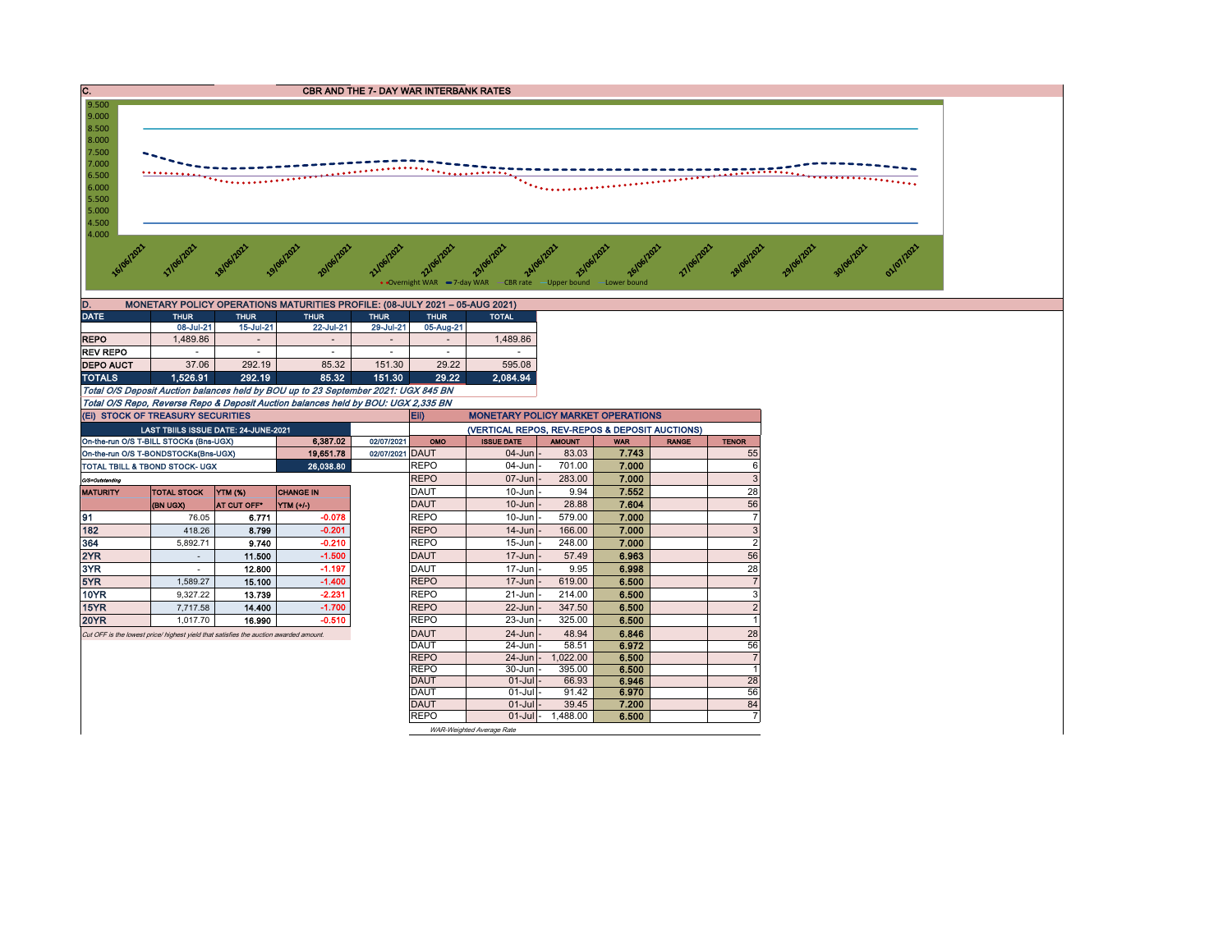## C. CBR AND THE 7- DAY WAR INTERBANK RATES

9.500
9.000
8.500
8.000
7.500
7.000
6.500
6.000
5.500
5.000
4.500
4.000

16/06/2021 17/06/2021 18/06/2021 19/06/2021 20/06/2021 21/06/2021 22/06/2021 23/06/2021 24/06/2021 25/06/2021 26/06/2021 27/06/2021 28/06/2021 29/06/2021 30/06/2021 01/07/2021

Overnight WAR — 7-day WAR — CBR rate — Upper bound — Lower bound

## D. MONETARY POLICY OPERATIONS MATURITIES PROFILE: (08-JULY 2021 – 05-AUG 2021)

| DATE | THUR | THUR | THUR | THUR | THUR | TOTAL |
|---|---|---|---|---|---|---|
| | 08-Jul-21 | 15-Jul-21 | 22-Jul-21 | 29-Jul-21 | 05-Aug-21 | |
| REPO | 1,489.86 | - | - | - | - | 1,489.86 |
| REV REPO | - | - | - | - | - | - |
| DEPO AUCT | 37.06 | 292.19 | 85.32 | 151.30 | 29.22 | 595.08 |
| TOTALS | 1,526.91 | 292.19 | 85.32 | 151.30 | 29.22 | 2,084.94 |

*Total O/S Deposit Auction balances held by BOU up to 23 September 2021: UGX 845 BN*

*Total O/S Repo, Reverse Repo & Deposit Auction balances held by BOU: UGX 2,335 BN*

## (Ei) STOCK OF TREASURY SECURITIES

| LAST TBIILS ISSUE DATE: 24-JUNE-2021 | | |
|---|---|---|
| On-the-run O/S T-BILL STOCKs (Bns-UGX) | 6,387.02 | 02/07/2021 |
| On-the-run O/S T-BONDSTOCKs(Bns-UGX) | 19,651.78 | 02/07/2021 |
| TOTAL TBILL & TBOND STOCK- UGX | 26,038.80 | |

*O/S=Outstanding*

| MATURITY | TOTAL STOCK (BN UGX) | YTM (%) AT CUT OFF* | CHANGE IN YTM (+/-) |
|---|---|---|---|
| 91 | 76.05 | 6.771 | -0.078 |
| 182 | 418.26 | 8.799 | -0.201 |
| 364 | 5,892.71 | 9.740 | -0.210 |
| 2YR | - | 11.500 | -1.500 |
| 3YR | - | 12.800 | -1.197 |
| 5YR | 1,589.27 | 15.100 | -1.400 |
| 10YR | 9,327.22 | 13.739 | -2.231 |
| 15YR | 7,717.58 | 14.400 | -1.700 |
| 20YR | 1,017.70 | 16.990 | -0.510 |

*Cut OFF is the lowest price/ highest yield that satisfies the auction awarded amount.*

## Eii) MONETARY POLICY MARKET OPERATIONS

(VERTICAL REPOS, REV-REPOS & DEPOSIT AUCTIONS)

| OMO | ISSUE DATE | AMOUNT | WAR | RANGE | TENOR |
|---|---|---|---|---|---|
| DAUT | 04-Jun | 83.03 | 7.743 | | 55 |
| REPO | 04-Jun | 701.00 | 7.000 | | 6 |
| REPO | 07-Jun | 283.00 | 7.000 | | 3 |
| DAUT | 10-Jun | 9.94 | 7.552 | | 28 |
| DAUT | 10-Jun | 28.88 | 7.604 | | 56 |
| REPO | 10-Jun | 579.00 | 7.000 | | 7 |
| REPO | 14-Jun | 166.00 | 7.000 | | 3 |
| REPO | 15-Jun | 248.00 | 7.000 | | 2 |
| DAUT | 17-Jun | 57.49 | 6.963 | | 56 |
| DAUT | 17-Jun | 9.95 | 6.998 | | 28 |
| REPO | 17-Jun | 619.00 | 6.500 | | 7 |
| REPO | 21-Jun | 214.00 | 6.500 | | 3 |
| REPO | 22-Jun | 347.50 | 6.500 | | 2 |
| REPO | 23-Jun | 325.00 | 6.500 | | 1 |
| DAUT | 24-Jun | 48.94 | 6.846 | | 28 |
| DAUT | 24-Jun | 58.51 | 6.972 | | 56 |
| REPO | 24-Jun | 1,022.00 | 6.500 | | 7 |
| REPO | 30-Jun | 395.00 | 6.500 | | 1 |
| DAUT | 01-Jul | 66.93 | 6.946 | | 28 |
| DAUT | 01-Jul | 91.42 | 6.970 | | 56 |
| DAUT | 01-Jul | 39.45 | 7.200 | | 84 |
| REPO | 01-Jul | 1,488.00 | 6.500 | | 7 |

*WAR-Weighted Average Rate*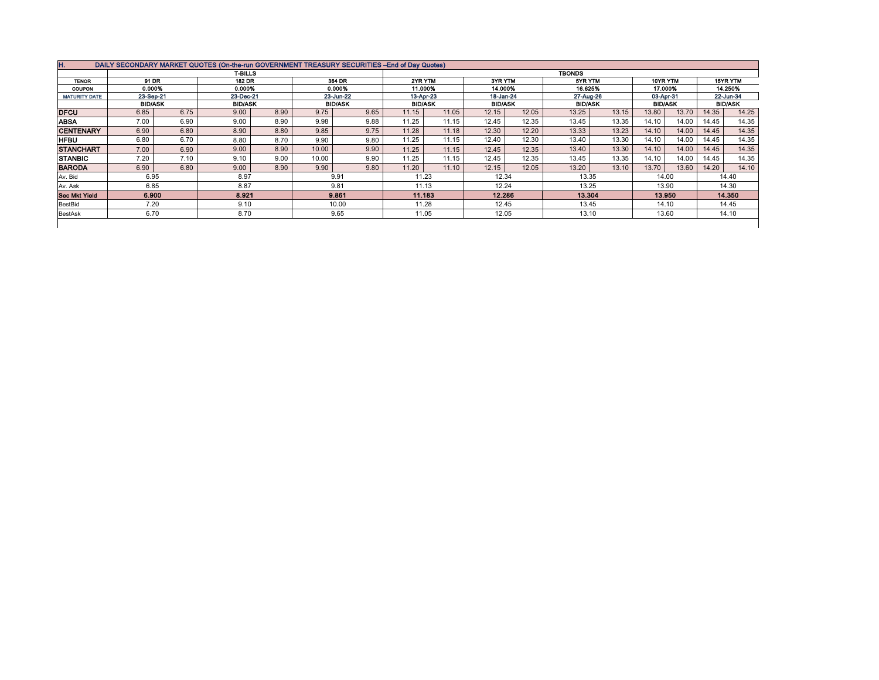| H. | DAILY SECONDARY MARKET QUOTES (On-the-run GOVERNMENT TREASURY SECURITIES –End of Day Quotes) | | | | | | | | | | | | | | | |
|---|---|---|---|---|---|---|---|---|---|---|---|---|---|---|---|---|
| | T-BILLS | | | | | | TBONDS | | | | | | | | | |
| TENOR | 91 DR | | 182 DR | | 364 DR | | 2YR YTM | | 3YR YTM | | 5YR YTM | | 10YR YTM | | 15YR YTM | |
| COUPON | 0.000% | | 0.000% | | 0.000% | | 11.000% | | 14.000% | | 16.625% | | 17.000% | | 14.250% | |
| MATURITY DATE | 23-Sep-21 | | 23-Dec-21 | | 23-Jun-22 | | 13-Apr-23 | | 18-Jan-24 | | 27-Aug-26 | | 03-Apr-31 | | 22-Jun-34 | |
| | BID/ASK | | BID/ASK | | BID/ASK | | BID/ASK | | BID/ASK | | BID/ASK | | BID/ASK | | BID/ASK | |
| DFCU | 6.85 | 6.75 | 9.00 | 8.90 | 9.75 | 9.65 | 11.15 | 11.05 | 12.15 | 12.05 | 13.25 | 13.15 | 13.80 | 13.70 | 14.35 | 14.25 |
| ABSA | 7.00 | 6.90 | 9.00 | 8.90 | 9.98 | 9.88 | 11.25 | 11.15 | 12.45 | 12.35 | 13.45 | 13.35 | 14.10 | 14.00 | 14.45 | 14.35 |
| CENTENARY | 6.90 | 6.80 | 8.90 | 8.80 | 9.85 | 9.75 | 11.28 | 11.18 | 12.30 | 12.20 | 13.33 | 13.23 | 14.10 | 14.00 | 14.45 | 14.35 |
| HFBU | 6.80 | 6.70 | 8.80 | 8.70 | 9.90 | 9.80 | 11.25 | 11.15 | 12.40 | 12.30 | 13.40 | 13.30 | 14.10 | 14.00 | 14.45 | 14.35 |
| STANCHART | 7.00 | 6.90 | 9.00 | 8.90 | 10.00 | 9.90 | 11.25 | 11.15 | 12.45 | 12.35 | 13.40 | 13.30 | 14.10 | 14.00 | 14.45 | 14.35 |
| STANBIC | 7.20 | 7.10 | 9.10 | 9.00 | 10.00 | 9.90 | 11.25 | 11.15 | 12.45 | 12.35 | 13.45 | 13.35 | 14.10 | 14.00 | 14.45 | 14.35 |
| BARODA | 6.90 | 6.80 | 9.00 | 8.90 | 9.90 | 9.80 | 11.20 | 11.10 | 12.15 | 12.05 | 13.20 | 13.10 | 13.70 | 13.60 | 14.20 | 14.10 |
| Av. Bid | 6.95 | | 8.97 | | 9.91 | | 11.23 | | 12.34 | | 13.35 | | 14.00 | | 14.40 | |
| Av. Ask | 6.85 | | 8.87 | | 9.81 | | 11.13 | | 12.24 | | 13.25 | | 13.90 | | 14.30 | |
| Sec Mkt Yield | 6.900 | | 8.921 | | 9.861 | | 11.183 | | 12.286 | | 13.304 | | 13.950 | | 14.350 | |
| BestBid | 7.20 | | 9.10 | | 10.00 | | 11.28 | | 12.45 | | 13.45 | | 14.10 | | 14.45 | |
| BestAsk | 6.70 | | 8.70 | | 9.65 | | 11.05 | | 12.05 | | 13.10 | | 13.60 | | 14.10 | |